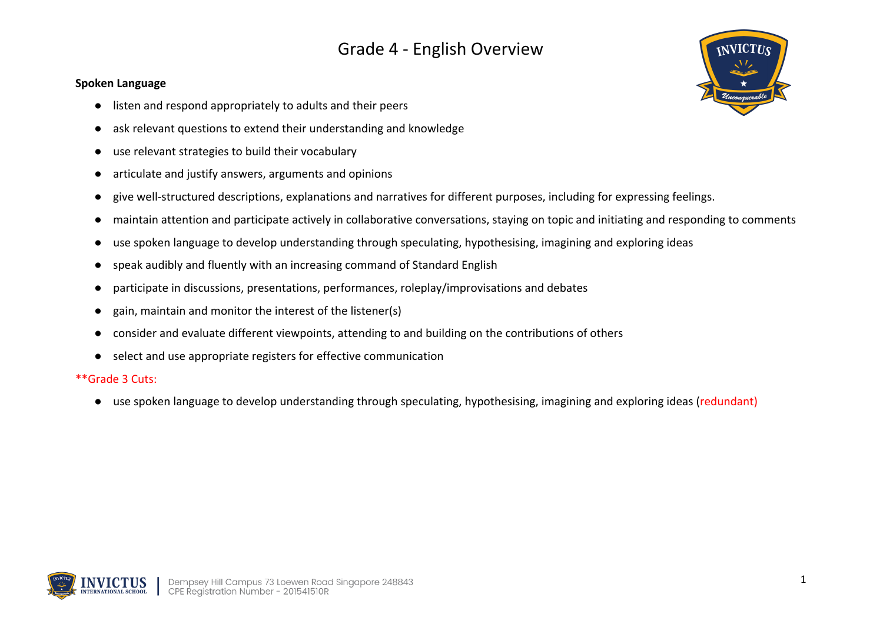# Grade 4 - English Overview

**Spoken Language**

- listen and respond appropriately to adults and their peers
- ask relevant questions to extend their understanding and knowledge
- use relevant strategies to build their vocabulary
- articulate and justify answers, arguments and opinions
- give well-structured descriptions, explanations and narratives for different purposes, including for expressing feelings.
- maintain attention and participate actively in collaborative conversations, staying on topic and initiating and responding to comments
- use spoken language to develop understanding through speculating, hypothesising, imagining and exploring ideas
- speak audibly and fluently with an increasing command of Standard English
- participate in discussions, presentations, performances, roleplay/improvisations and debates
- gain, maintain and monitor the interest of the listener(s)
- consider and evaluate different viewpoints, attending to and building on the contributions of others
- select and use appropriate registers for effective communication

**Grade 3 Cuts:

- use spoken language to develop understanding through speculating, hypothesising, imagining and exploring ideas (redundant)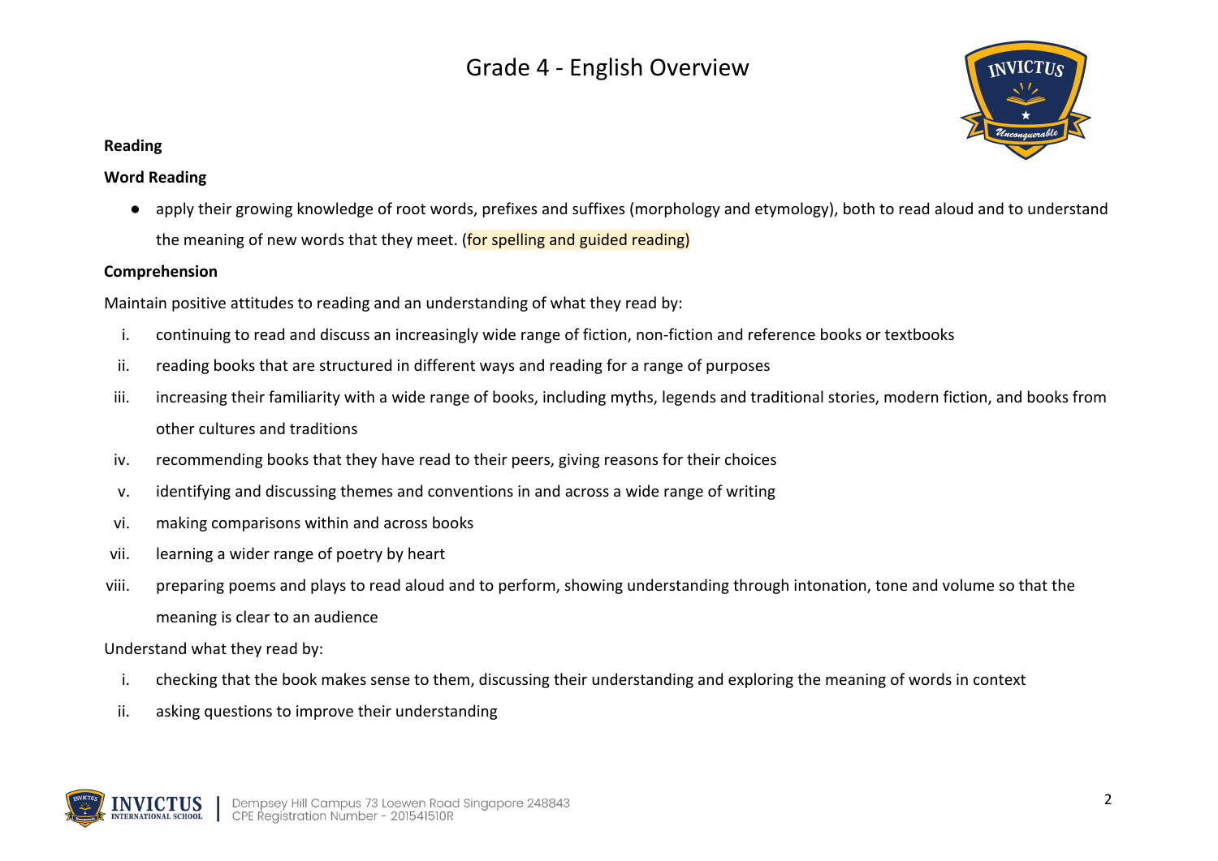# Grade 4 - English Overview

**Reading**

**Word Reading**

- apply their growing knowledge of root words, prefixes and suffixes (morphology and etymology), both to read aloud and to understand the meaning of new words that they meet. (for spelling and guided reading)

**Comprehension**

Maintain positive attitudes to reading and an understanding of what they read by:

i. continuing to read and discuss an increasingly wide range of fiction, non-fiction and reference books or textbooks
ii. reading books that are structured in different ways and reading for a range of purposes
iii. increasing their familiarity with a wide range of books, including myths, legends and traditional stories, modern fiction, and books from other cultures and traditions
iv. recommending books that they have read to their peers, giving reasons for their choices
v. identifying and discussing themes and conventions in and across a wide range of writing
vi. making comparisons within and across books
vii. learning a wider range of poetry by heart
viii. preparing poems and plays to read aloud and to perform, showing understanding through intonation, tone and volume so that the meaning is clear to an audience

Understand what they read by:

i. checking that the book makes sense to them, discussing their understanding and exploring the meaning of words in context
ii. asking questions to improve their understanding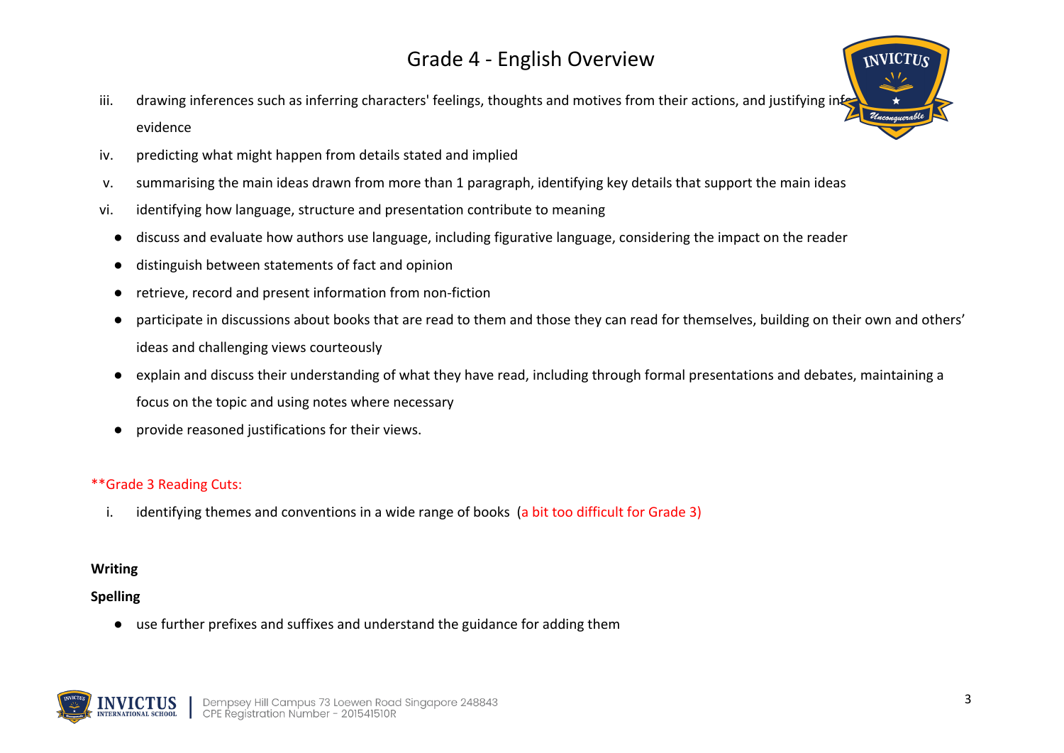iii. drawing inferences such as inferring characters' feelings, thoughts and motives from their actions, and justifying inferences with evidence

iv. predicting what might happen from details stated and implied

v. summarising the main ideas drawn from more than 1 paragraph, identifying key details that support the main ideas

vi. identifying how language, structure and presentation contribute to meaning

- discuss and evaluate how authors use language, including figurative language, considering the impact on the reader
- distinguish between statements of fact and opinion
- retrieve, record and present information from non-fiction
- participate in discussions about books that are read to them and those they can read for themselves, building on their own and others' ideas and challenging views courteously
- explain and discuss their understanding of what they have read, including through formal presentations and debates, maintaining a focus on the topic and using notes where necessary
- provide reasoned justifications for their views.

**Grade 3 Reading Cuts:

i. identifying themes and conventions in a wide range of books (a bit too difficult for Grade 3)

**Writing**

**Spelling**

- use further prefixes and suffixes and understand the guidance for adding them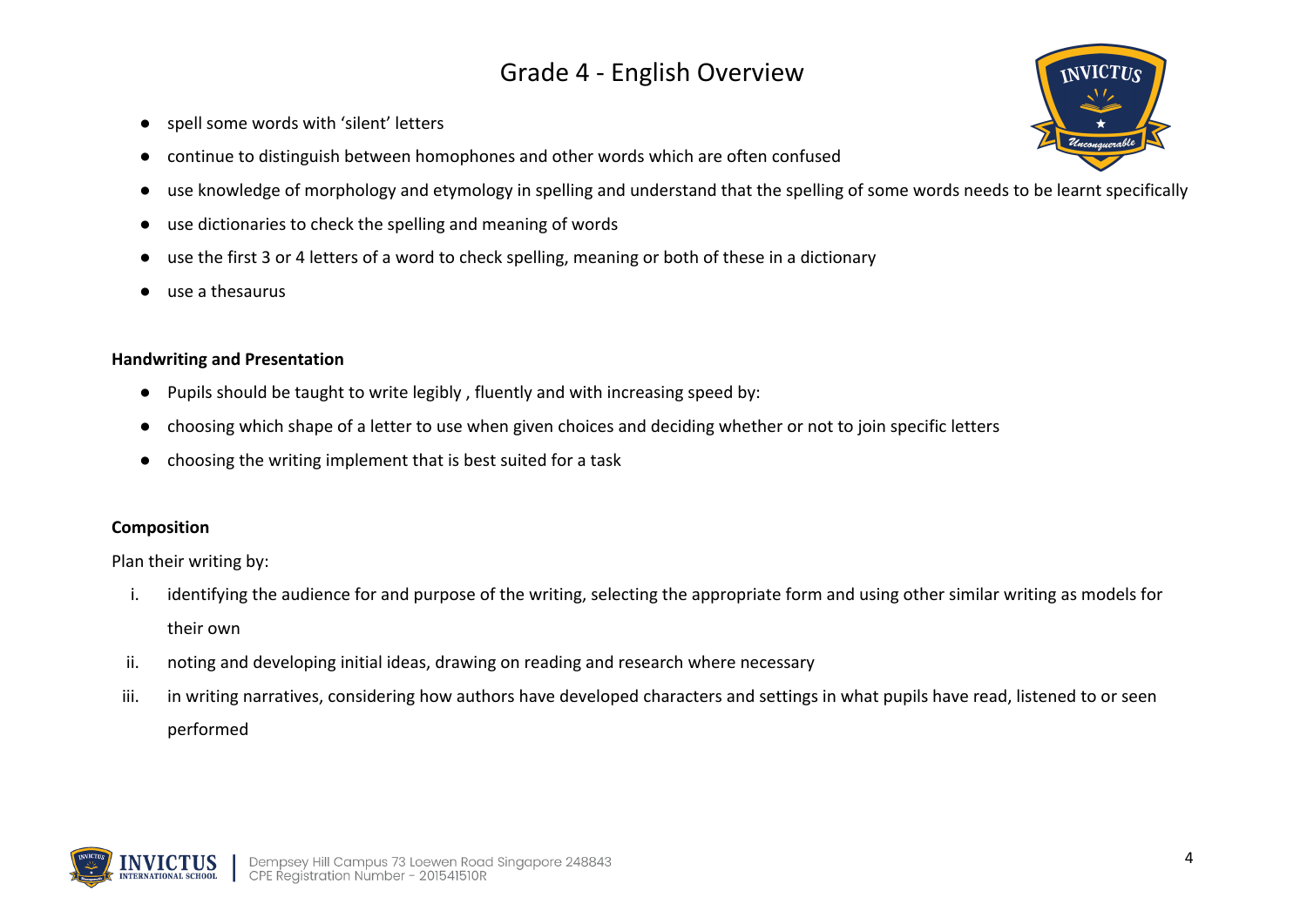- spell some words with ‘silent’ letters
- continue to distinguish between homophones and other words which are often confused
- use knowledge of morphology and etymology in spelling and understand that the spelling of some words needs to be learnt specifically
- use dictionaries to check the spelling and meaning of words
- use the first 3 or 4 letters of a word to check spelling, meaning or both of these in a dictionary
- use a thesaurus

**Handwriting and Presentation**

- Pupils should be taught to write legibly , fluently and with increasing speed by:
- choosing which shape of a letter to use when given choices and deciding whether or not to join specific letters
- choosing the writing implement that is best suited for a task

**Composition**

Plan their writing by:

i. identifying the audience for and purpose of the writing, selecting the appropriate form and using other similar writing as models for their own
ii. noting and developing initial ideas, drawing on reading and research where necessary
iii. in writing narratives, considering how authors have developed characters and settings in what pupils have read, listened to or seen performed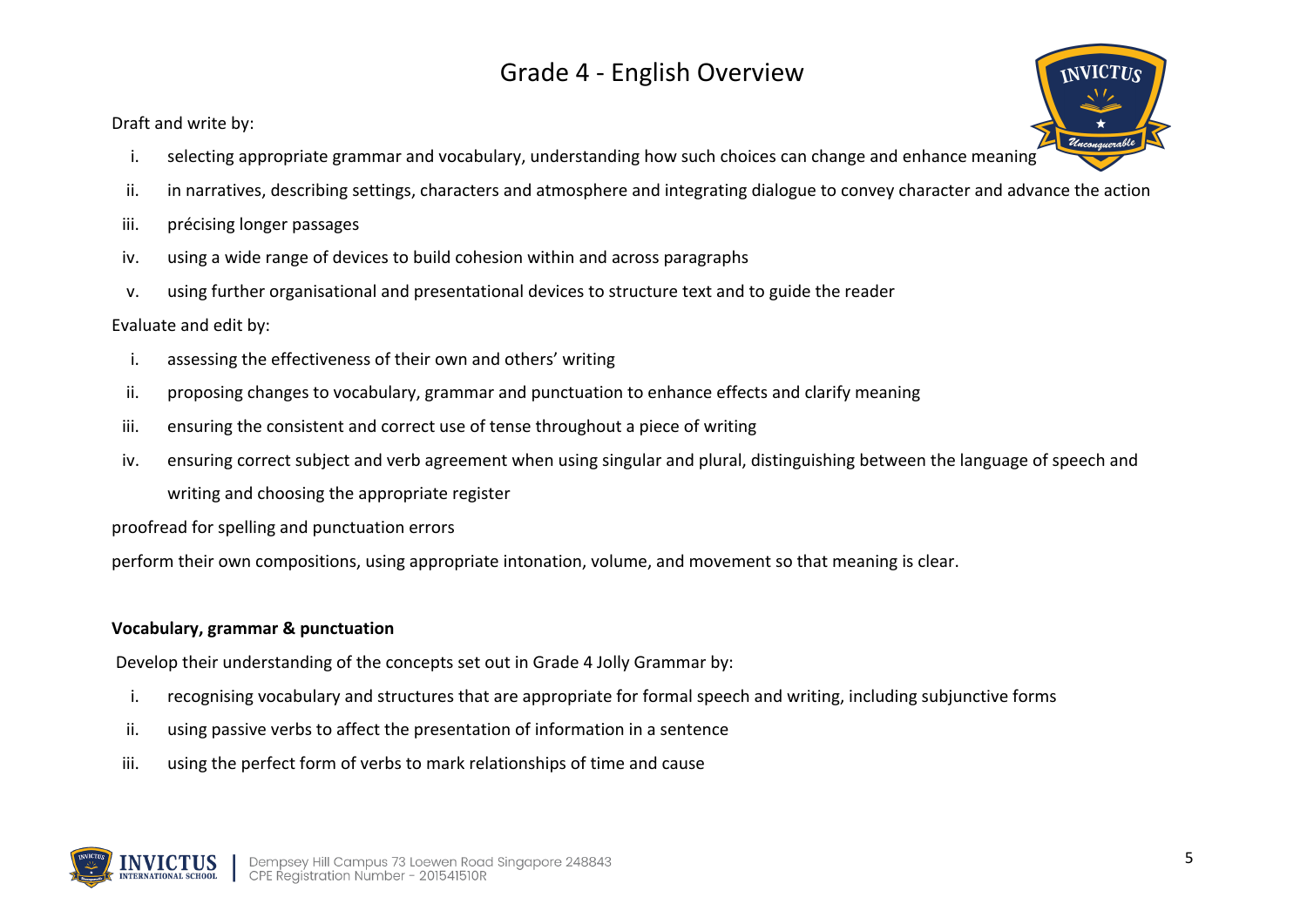# Grade 4 - English Overview

Draft and write by:

i. selecting appropriate grammar and vocabulary, understanding how such choices can change and enhance meaning

ii. in narratives, describing settings, characters and atmosphere and integrating dialogue to convey character and advance the action

iii. précising longer passages

iv. using a wide range of devices to build cohesion within and across paragraphs

v. using further organisational and presentational devices to structure text and to guide the reader

Evaluate and edit by:

i. assessing the effectiveness of their own and others' writing

ii. proposing changes to vocabulary, grammar and punctuation to enhance effects and clarify meaning

iii. ensuring the consistent and correct use of tense throughout a piece of writing

iv. ensuring correct subject and verb agreement when using singular and plural, distinguishing between the language of speech and writing and choosing the appropriate register

proofread for spelling and punctuation errors

perform their own compositions, using appropriate intonation, volume, and movement so that meaning is clear.

**Vocabulary, grammar & punctuation**

Develop their understanding of the concepts set out in Grade 4 Jolly Grammar by:

i. recognising vocabulary and structures that are appropriate for formal speech and writing, including subjunctive forms

ii. using passive verbs to affect the presentation of information in a sentence

iii. using the perfect form of verbs to mark relationships of time and cause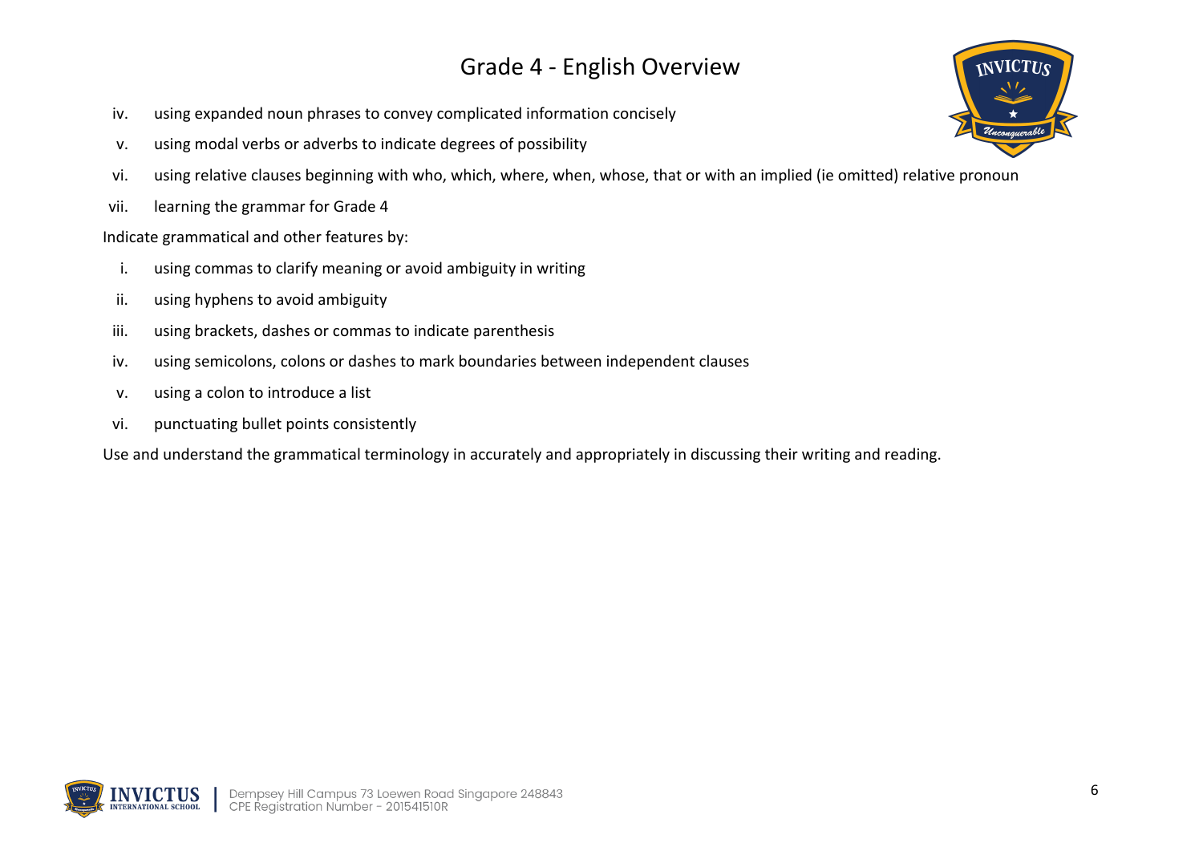iv. using expanded noun phrases to convey complicated information concisely

v. using modal verbs or adverbs to indicate degrees of possibility

vi. using relative clauses beginning with who, which, where, when, whose, that or with an implied (ie omitted) relative pronoun

vii. learning the grammar for Grade 4

Indicate grammatical and other features by:

i. using commas to clarify meaning or avoid ambiguity in writing

ii. using hyphens to avoid ambiguity

iii. using brackets, dashes or commas to indicate parenthesis

iv. using semicolons, colons or dashes to mark boundaries between independent clauses

v. using a colon to introduce a list

vi. punctuating bullet points consistently

Use and understand the grammatical terminology in accurately and appropriately in discussing their writing and reading.